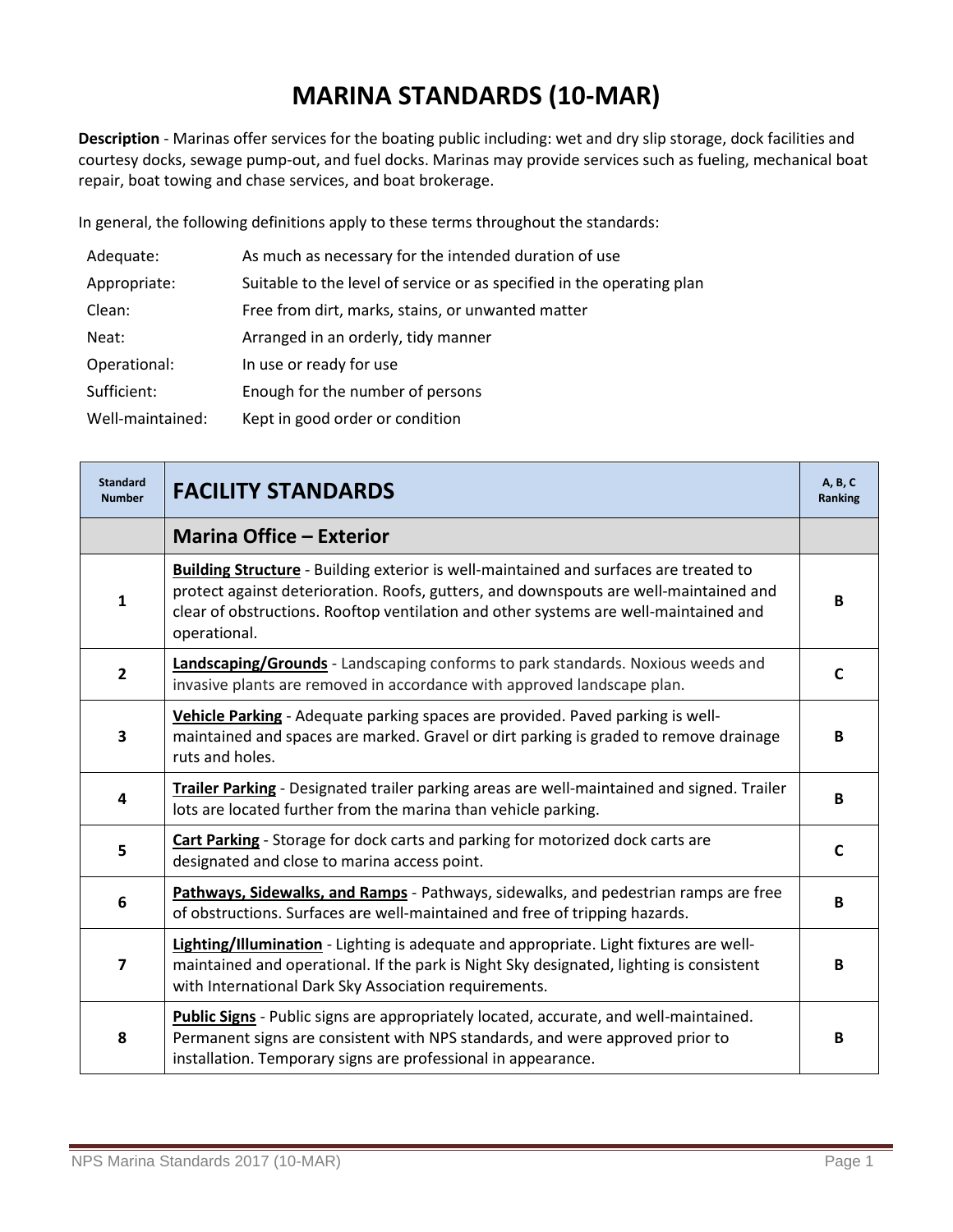# MARINA STANDARDS (10-MAR)

**Description** - Marinas offer services for the boating public including: wet and dry slip storage, dock facilities and courtesy docks, sewage pump-out, and fuel docks. Marinas may provide services such as fueling, mechanical boat repair, boat towing and chase services, and boat brokerage.

In general, the following definitions apply to these terms throughout the standards:

| | |
|---|---|
| Adequate: | As much as necessary for the intended duration of use |
| Appropriate: | Suitable to the level of service or as specified in the operating plan |
| Clean: | Free from dirt, marks, stains, or unwanted matter |
| Neat: | Arranged in an orderly, tidy manner |
| Operational: | In use or ready for use |
| Sufficient: | Enough for the number of persons |
| Well-maintained: | Kept in good order or condition |

| Standard Number | FACILITY STANDARDS | A, B, C Ranking |
|---|---|---|
| | **Marina Office – Exterior** | |
| 1 | **Building Structure** - Building exterior is well-maintained and surfaces are treated to protect against deterioration. Roofs, gutters, and downspouts are well-maintained and clear of obstructions. Rooftop ventilation and other systems are well-maintained and operational. | B |
| 2 | **Landscaping/Grounds** - Landscaping conforms to park standards. Noxious weeds and invasive plants are removed in accordance with approved landscape plan. | C |
| 3 | **Vehicle Parking** - Adequate parking spaces are provided. Paved parking is well-maintained and spaces are marked. Gravel or dirt parking is graded to remove drainage ruts and holes. | B |
| 4 | **Trailer Parking** - Designated trailer parking areas are well-maintained and signed. Trailer lots are located further from the marina than vehicle parking. | B |
| 5 | **Cart Parking** - Storage for dock carts and parking for motorized dock carts are designated and close to marina access point. | C |
| 6 | **Pathways, Sidewalks, and Ramps** - Pathways, sidewalks, and pedestrian ramps are free of obstructions. Surfaces are well-maintained and free of tripping hazards. | B |
| 7 | **Lighting/Illumination** - Lighting is adequate and appropriate. Light fixtures are well-maintained and operational. If the park is Night Sky designated, lighting is consistent with International Dark Sky Association requirements. | B |
| 8 | **Public Signs** - Public signs are appropriately located, accurate, and well-maintained. Permanent signs are consistent with NPS standards, and were approved prior to installation. Temporary signs are professional in appearance. | B |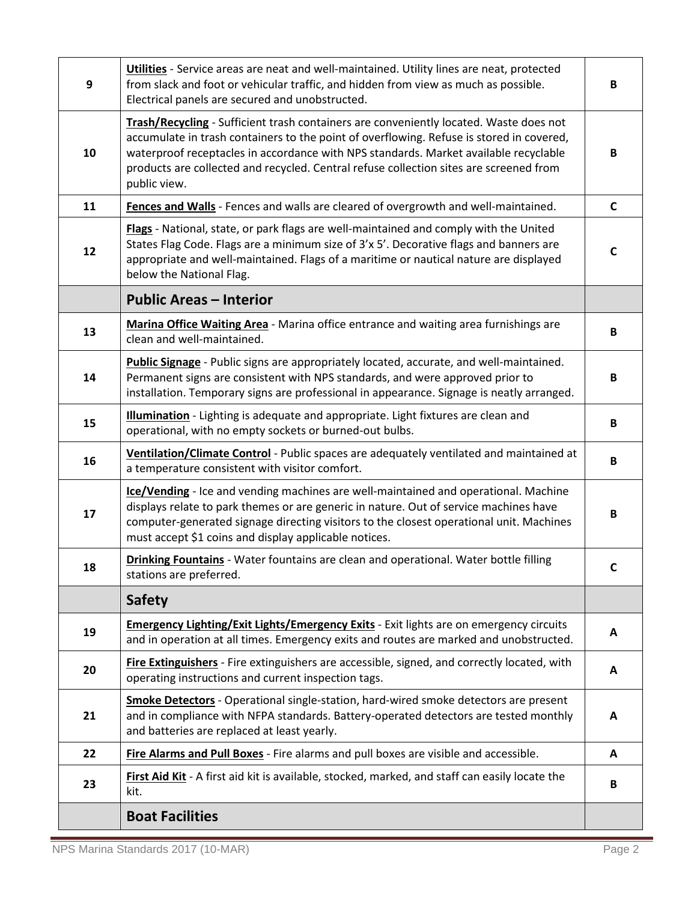| | | |
|---|---|---|
| 9 | **Utilities** - Service areas are neat and well-maintained. Utility lines are neat, protected from slack and foot or vehicular traffic, and hidden from view as much as possible. Electrical panels are secured and unobstructed. | B |
| 10 | **Trash/Recycling** - Sufficient trash containers are conveniently located. Waste does not accumulate in trash containers to the point of overflowing. Refuse is stored in covered, waterproof receptacles in accordance with NPS standards. Market available recyclable products are collected and recycled. Central refuse collection sites are screened from public view. | B |
| 11 | **Fences and Walls** - Fences and walls are cleared of overgrowth and well-maintained. | C |
| 12 | **Flags** - National, state, or park flags are well-maintained and comply with the United States Flag Code. Flags are a minimum size of 3'x 5'. Decorative flags and banners are appropriate and well-maintained. Flags of a maritime or nautical nature are displayed below the National Flag. | C |
| | **Public Areas – Interior** | |
| 13 | **Marina Office Waiting Area** - Marina office entrance and waiting area furnishings are clean and well-maintained. | B |
| 14 | **Public Signage** - Public signs are appropriately located, accurate, and well-maintained. Permanent signs are consistent with NPS standards, and were approved prior to installation. Temporary signs are professional in appearance. Signage is neatly arranged. | B |
| 15 | **Illumination** - Lighting is adequate and appropriate. Light fixtures are clean and operational, with no empty sockets or burned-out bulbs. | B |
| 16 | **Ventilation/Climate Control** - Public spaces are adequately ventilated and maintained at a temperature consistent with visitor comfort. | B |
| 17 | **Ice/Vending** - Ice and vending machines are well-maintained and operational. Machine displays relate to park themes or are generic in nature. Out of service machines have computer-generated signage directing visitors to the closest operational unit. Machines must accept $1 coins and display applicable notices. | B |
| 18 | **Drinking Fountains** - Water fountains are clean and operational. Water bottle filling stations are preferred. | C |
| | **Safety** | |
| 19 | **Emergency Lighting/Exit Lights/Emergency Exits** - Exit lights are on emergency circuits and in operation at all times. Emergency exits and routes are marked and unobstructed. | A |
| 20 | **Fire Extinguishers** - Fire extinguishers are accessible, signed, and correctly located, with operating instructions and current inspection tags. | A |
| 21 | **Smoke Detectors** - Operational single-station, hard-wired smoke detectors are present and in compliance with NFPA standards. Battery-operated detectors are tested monthly and batteries are replaced at least yearly. | A |
| 22 | **Fire Alarms and Pull Boxes** - Fire alarms and pull boxes are visible and accessible. | A |
| 23 | **First Aid Kit** - A first aid kit is available, stocked, marked, and staff can easily locate the kit. | B |
| | **Boat Facilities** | |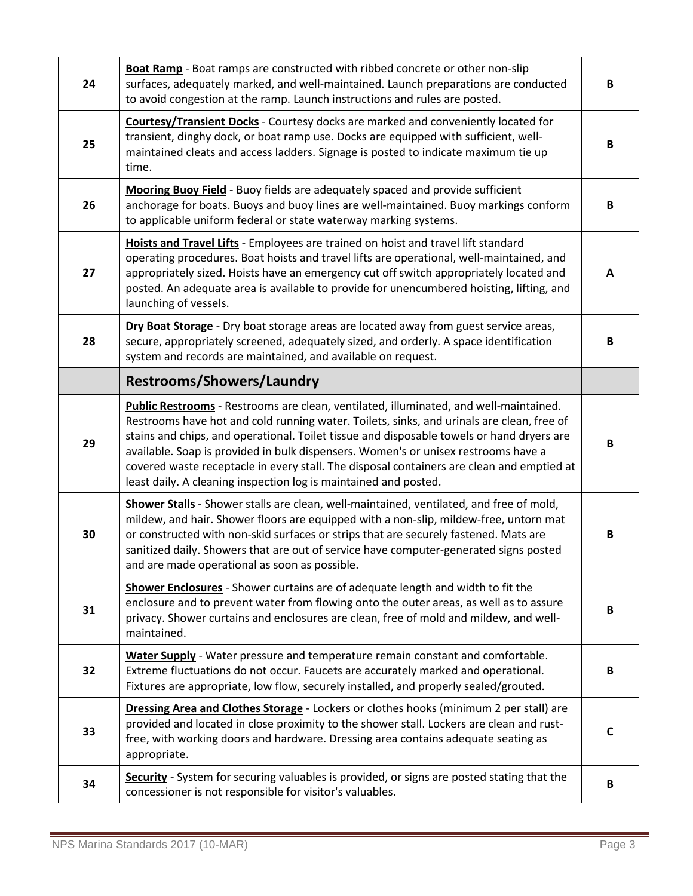| | | |
|---|---|---|
| 24 | **Boat Ramp** - Boat ramps are constructed with ribbed concrete or other non-slip surfaces, adequately marked, and well-maintained. Launch preparations are conducted to avoid congestion at the ramp. Launch instructions and rules are posted. | B |
| 25 | **Courtesy/Transient Docks** - Courtesy docks are marked and conveniently located for transient, dinghy dock, or boat ramp use. Docks are equipped with sufficient, well-maintained cleats and access ladders. Signage is posted to indicate maximum tie up time. | B |
| 26 | **Mooring Buoy Field** - Buoy fields are adequately spaced and provide sufficient anchorage for boats. Buoys and buoy lines are well-maintained. Buoy markings conform to applicable uniform federal or state waterway marking systems. | B |
| 27 | **Hoists and Travel Lifts** - Employees are trained on hoist and travel lift standard operating procedures. Boat hoists and travel lifts are operational, well-maintained, and appropriately sized. Hoists have an emergency cut off switch appropriately located and posted. An adequate area is available to provide for unencumbered hoisting, lifting, and launching of vessels. | A |
| 28 | **Dry Boat Storage** - Dry boat storage areas are located away from guest service areas, secure, appropriately screened, adequately sized, and orderly. A space identification system and records are maintained, and available on request. | B |
| | **Restrooms/Showers/Laundry** | |
| 29 | **Public Restrooms** - Restrooms are clean, ventilated, illuminated, and well-maintained. Restrooms have hot and cold running water. Toilets, sinks, and urinals are clean, free of stains and chips, and operational. Toilet tissue and disposable towels or hand dryers are available. Soap is provided in bulk dispensers. Women's or unisex restrooms have a covered waste receptacle in every stall. The disposal containers are clean and emptied at least daily. A cleaning inspection log is maintained and posted. | B |
| 30 | **Shower Stalls** - Shower stalls are clean, well-maintained, ventilated, and free of mold, mildew, and hair. Shower floors are equipped with a non-slip, mildew-free, untorn mat or constructed with non-skid surfaces or strips that are securely fastened. Mats are sanitized daily. Showers that are out of service have computer-generated signs posted and are made operational as soon as possible. | B |
| 31 | **Shower Enclosures** - Shower curtains are of adequate length and width to fit the enclosure and to prevent water from flowing onto the outer areas, as well as to assure privacy. Shower curtains and enclosures are clean, free of mold and mildew, and well-maintained. | B |
| 32 | **Water Supply** - Water pressure and temperature remain constant and comfortable. Extreme fluctuations do not occur. Faucets are accurately marked and operational. Fixtures are appropriate, low flow, securely installed, and properly sealed/grouted. | B |
| 33 | **Dressing Area and Clothes Storage** - Lockers or clothes hooks (minimum 2 per stall) are provided and located in close proximity to the shower stall. Lockers are clean and rust-free, with working doors and hardware. Dressing area contains adequate seating as appropriate. | C |
| 34 | **Security** - System for securing valuables is provided, or signs are posted stating that the concessioner is not responsible for visitor's valuables. | B |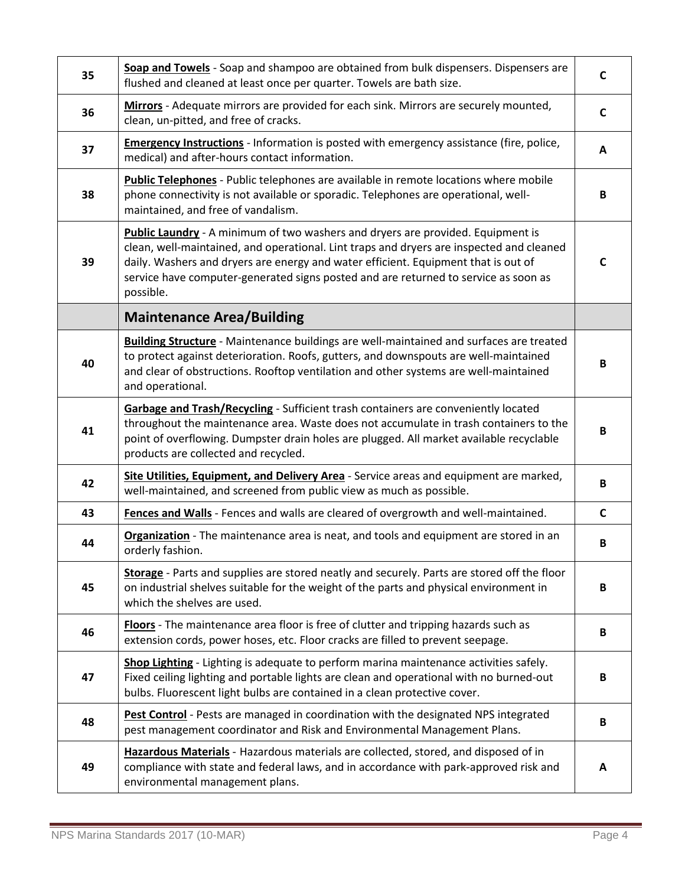| | | |
|---|---|---|
| 35 | **Soap and Towels** - Soap and shampoo are obtained from bulk dispensers. Dispensers are flushed and cleaned at least once per quarter. Towels are bath size. | C |
| 36 | **Mirrors** - Adequate mirrors are provided for each sink. Mirrors are securely mounted, clean, un-pitted, and free of cracks. | C |
| 37 | **Emergency Instructions** - Information is posted with emergency assistance (fire, police, medical) and after-hours contact information. | A |
| 38 | **Public Telephones** - Public telephones are available in remote locations where mobile phone connectivity is not available or sporadic. Telephones are operational, well-maintained, and free of vandalism. | B |
| 39 | **Public Laundry** - A minimum of two washers and dryers are provided. Equipment is clean, well-maintained, and operational. Lint traps and dryers are inspected and cleaned daily. Washers and dryers are energy and water efficient. Equipment that is out of service have computer-generated signs posted and are returned to service as soon as possible. | C |
| | **Maintenance Area/Building** | |
| 40 | **Building Structure** - Maintenance buildings are well-maintained and surfaces are treated to protect against deterioration. Roofs, gutters, and downspouts are well-maintained and clear of obstructions. Rooftop ventilation and other systems are well-maintained and operational. | B |
| 41 | **Garbage and Trash/Recycling** - Sufficient trash containers are conveniently located throughout the maintenance area. Waste does not accumulate in trash containers to the point of overflowing. Dumpster drain holes are plugged. All market available recyclable products are collected and recycled. | B |
| 42 | **Site Utilities, Equipment, and Delivery Area** - Service areas and equipment are marked, well-maintained, and screened from public view as much as possible. | B |
| 43 | **Fences and Walls** - Fences and walls are cleared of overgrowth and well-maintained. | C |
| 44 | **Organization** - The maintenance area is neat, and tools and equipment are stored in an orderly fashion. | B |
| 45 | **Storage** - Parts and supplies are stored neatly and securely. Parts are stored off the floor on industrial shelves suitable for the weight of the parts and physical environment in which the shelves are used. | B |
| 46 | **Floors** - The maintenance area floor is free of clutter and tripping hazards such as extension cords, power hoses, etc. Floor cracks are filled to prevent seepage. | B |
| 47 | **Shop Lighting** - Lighting is adequate to perform marina maintenance activities safely. Fixed ceiling lighting and portable lights are clean and operational with no burned-out bulbs. Fluorescent light bulbs are contained in a clean protective cover. | B |
| 48 | **Pest Control** - Pests are managed in coordination with the designated NPS integrated pest management coordinator and Risk and Environmental Management Plans. | B |
| 49 | **Hazardous Materials** - Hazardous materials are collected, stored, and disposed of in compliance with state and federal laws, and in accordance with park-approved risk and environmental management plans. | A |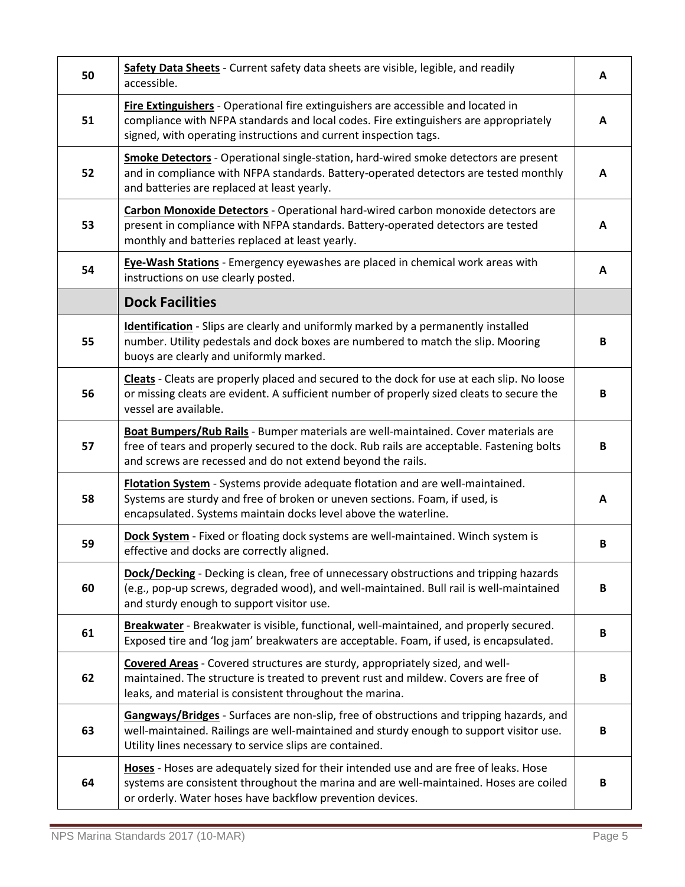| | | |
|---|---|---|
| 50 | **Safety Data Sheets** - Current safety data sheets are visible, legible, and readily accessible. | A |
| 51 | **Fire Extinguishers** - Operational fire extinguishers are accessible and located in compliance with NFPA standards and local codes. Fire extinguishers are appropriately signed, with operating instructions and current inspection tags. | A |
| 52 | **Smoke Detectors** - Operational single-station, hard-wired smoke detectors are present and in compliance with NFPA standards. Battery-operated detectors are tested monthly and batteries are replaced at least yearly. | A |
| 53 | **Carbon Monoxide Detectors** - Operational hard-wired carbon monoxide detectors are present in compliance with NFPA standards. Battery-operated detectors are tested monthly and batteries replaced at least yearly. | A |
| 54 | **Eye-Wash Stations** - Emergency eyewashes are placed in chemical work areas with instructions on use clearly posted. | A |
| | **Dock Facilities** | |
| 55 | **Identification** - Slips are clearly and uniformly marked by a permanently installed number. Utility pedestals and dock boxes are numbered to match the slip. Mooring buoys are clearly and uniformly marked. | B |
| 56 | **Cleats** - Cleats are properly placed and secured to the dock for use at each slip. No loose or missing cleats are evident. A sufficient number of properly sized cleats to secure the vessel are available. | B |
| 57 | **Boat Bumpers/Rub Rails** - Bumper materials are well-maintained. Cover materials are free of tears and properly secured to the dock. Rub rails are acceptable. Fastening bolts and screws are recessed and do not extend beyond the rails. | B |
| 58 | **Flotation System** - Systems provide adequate flotation and are well-maintained. Systems are sturdy and free of broken or uneven sections. Foam, if used, is encapsulated. Systems maintain docks level above the waterline. | A |
| 59 | **Dock System** - Fixed or floating dock systems are well-maintained. Winch system is effective and docks are correctly aligned. | B |
| 60 | **Dock/Decking** - Decking is clean, free of unnecessary obstructions and tripping hazards (e.g., pop-up screws, degraded wood), and well-maintained. Bull rail is well-maintained and sturdy enough to support visitor use. | B |
| 61 | **Breakwater** - Breakwater is visible, functional, well-maintained, and properly secured. Exposed tire and 'log jam' breakwaters are acceptable. Foam, if used, is encapsulated. | B |
| 62 | **Covered Areas** - Covered structures are sturdy, appropriately sized, and well-maintained. The structure is treated to prevent rust and mildew. Covers are free of leaks, and material is consistent throughout the marina. | B |
| 63 | **Gangways/Bridges** - Surfaces are non-slip, free of obstructions and tripping hazards, and well-maintained. Railings are well-maintained and sturdy enough to support visitor use. Utility lines necessary to service slips are contained. | B |
| 64 | **Hoses** - Hoses are adequately sized for their intended use and are free of leaks. Hose systems are consistent throughout the marina and are well-maintained. Hoses are coiled or orderly. Water hoses have backflow prevention devices. | B |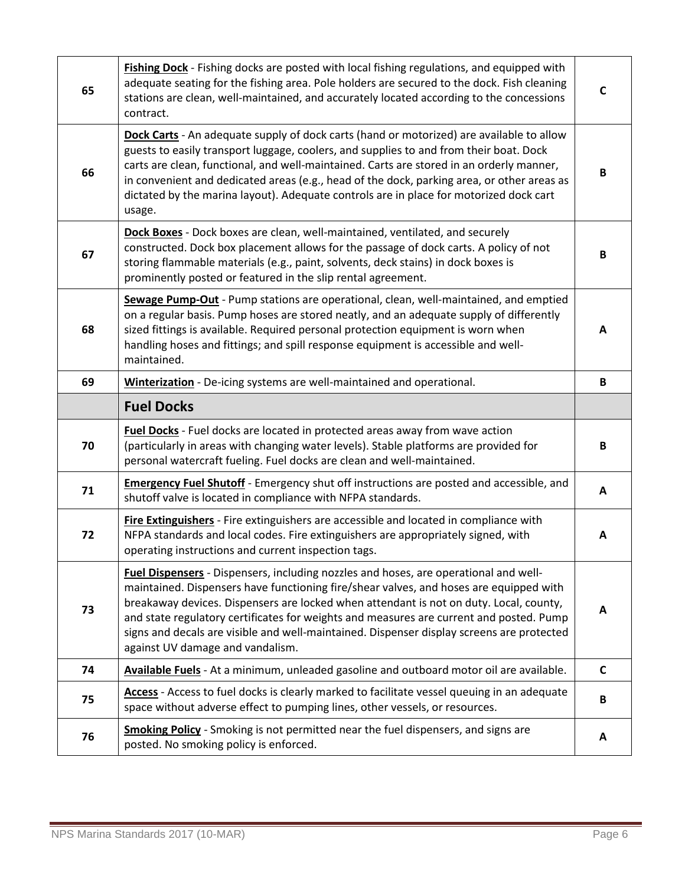| | | |
|---|---|---|
| 65 | **Fishing Dock** - Fishing docks are posted with local fishing regulations, and equipped with adequate seating for the fishing area. Pole holders are secured to the dock. Fish cleaning stations are clean, well-maintained, and accurately located according to the concessions contract. | C |
| 66 | **Dock Carts** - An adequate supply of dock carts (hand or motorized) are available to allow guests to easily transport luggage, coolers, and supplies to and from their boat. Dock carts are clean, functional, and well-maintained. Carts are stored in an orderly manner, in convenient and dedicated areas (e.g., head of the dock, parking area, or other areas as dictated by the marina layout). Adequate controls are in place for motorized dock cart usage. | B |
| 67 | **Dock Boxes** - Dock boxes are clean, well-maintained, ventilated, and securely constructed. Dock box placement allows for the passage of dock carts. A policy of not storing flammable materials (e.g., paint, solvents, deck stains) in dock boxes is prominently posted or featured in the slip rental agreement. | B |
| 68 | **Sewage Pump-Out** - Pump stations are operational, clean, well-maintained, and emptied on a regular basis. Pump hoses are stored neatly, and an adequate supply of differently sized fittings is available. Required personal protection equipment is worn when handling hoses and fittings; and spill response equipment is accessible and well-maintained. | A |
| 69 | **Winterization** - De-icing systems are well-maintained and operational. | B |
| | **Fuel Docks** | |
| 70 | **Fuel Docks** - Fuel docks are located in protected areas away from wave action (particularly in areas with changing water levels). Stable platforms are provided for personal watercraft fueling. Fuel docks are clean and well-maintained. | B |
| 71 | **Emergency Fuel Shutoff** - Emergency shut off instructions are posted and accessible, and shutoff valve is located in compliance with NFPA standards. | A |
| 72 | **Fire Extinguishers** - Fire extinguishers are accessible and located in compliance with NFPA standards and local codes. Fire extinguishers are appropriately signed, with operating instructions and current inspection tags. | A |
| 73 | **Fuel Dispensers** - Dispensers, including nozzles and hoses, are operational and well-maintained. Dispensers have functioning fire/shear valves, and hoses are equipped with breakaway devices. Dispensers are locked when attendant is not on duty. Local, county, and state regulatory certificates for weights and measures are current and posted. Pump signs and decals are visible and well-maintained. Dispenser display screens are protected against UV damage and vandalism. | A |
| 74 | **Available Fuels** - At a minimum, unleaded gasoline and outboard motor oil are available. | C |
| 75 | **Access** - Access to fuel docks is clearly marked to facilitate vessel queuing in an adequate space without adverse effect to pumping lines, other vessels, or resources. | B |
| 76 | **Smoking Policy** - Smoking is not permitted near the fuel dispensers, and signs are posted. No smoking policy is enforced. | A |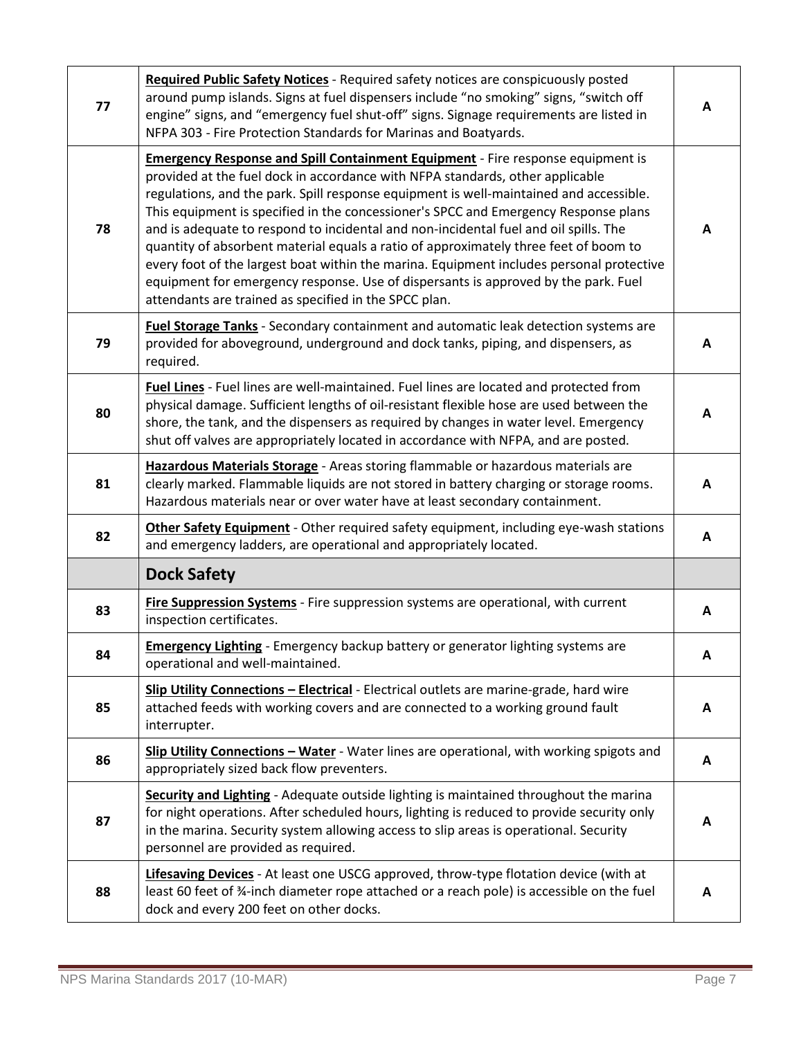| | | |
|---|---|---|
| 77 | **Required Public Safety Notices** - Required safety notices are conspicuously posted around pump islands. Signs at fuel dispensers include "no smoking" signs, "switch off engine" signs, and "emergency fuel shut-off" signs. Signage requirements are listed in NFPA 303 - Fire Protection Standards for Marinas and Boatyards. | A |
| 78 | **Emergency Response and Spill Containment Equipment** - Fire response equipment is provided at the fuel dock in accordance with NFPA standards, other applicable regulations, and the park. Spill response equipment is well-maintained and accessible. This equipment is specified in the concessioner's SPCC and Emergency Response plans and is adequate to respond to incidental and non-incidental fuel and oil spills. The quantity of absorbent material equals a ratio of approximately three feet of boom to every foot of the largest boat within the marina. Equipment includes personal protective equipment for emergency response. Use of dispersants is approved by the park. Fuel attendants are trained as specified in the SPCC plan. | A |
| 79 | **Fuel Storage Tanks** - Secondary containment and automatic leak detection systems are provided for aboveground, underground and dock tanks, piping, and dispensers, as required. | A |
| 80 | **Fuel Lines** - Fuel lines are well-maintained. Fuel lines are located and protected from physical damage. Sufficient lengths of oil-resistant flexible hose are used between the shore, the tank, and the dispensers as required by changes in water level. Emergency shut off valves are appropriately located in accordance with NFPA, and are posted. | A |
| 81 | **Hazardous Materials Storage** - Areas storing flammable or hazardous materials are clearly marked. Flammable liquids are not stored in battery charging or storage rooms. Hazardous materials near or over water have at least secondary containment. | A |
| 82 | **Other Safety Equipment** - Other required safety equipment, including eye-wash stations and emergency ladders, are operational and appropriately located. | A |
| | **Dock Safety** | |
| 83 | **Fire Suppression Systems** - Fire suppression systems are operational, with current inspection certificates. | A |
| 84 | **Emergency Lighting** - Emergency backup battery or generator lighting systems are operational and well-maintained. | A |
| 85 | **Slip Utility Connections – Electrical** - Electrical outlets are marine-grade, hard wire attached feeds with working covers and are connected to a working ground fault interrupter. | A |
| 86 | **Slip Utility Connections – Water** - Water lines are operational, with working spigots and appropriately sized back flow preventers. | A |
| 87 | **Security and Lighting** - Adequate outside lighting is maintained throughout the marina for night operations. After scheduled hours, lighting is reduced to provide security only in the marina. Security system allowing access to slip areas is operational. Security personnel are provided as required. | A |
| 88 | **Lifesaving Devices** - At least one USCG approved, throw-type flotation device (with at least 60 feet of ¾-inch diameter rope attached or a reach pole) is accessible on the fuel dock and every 200 feet on other docks. | A |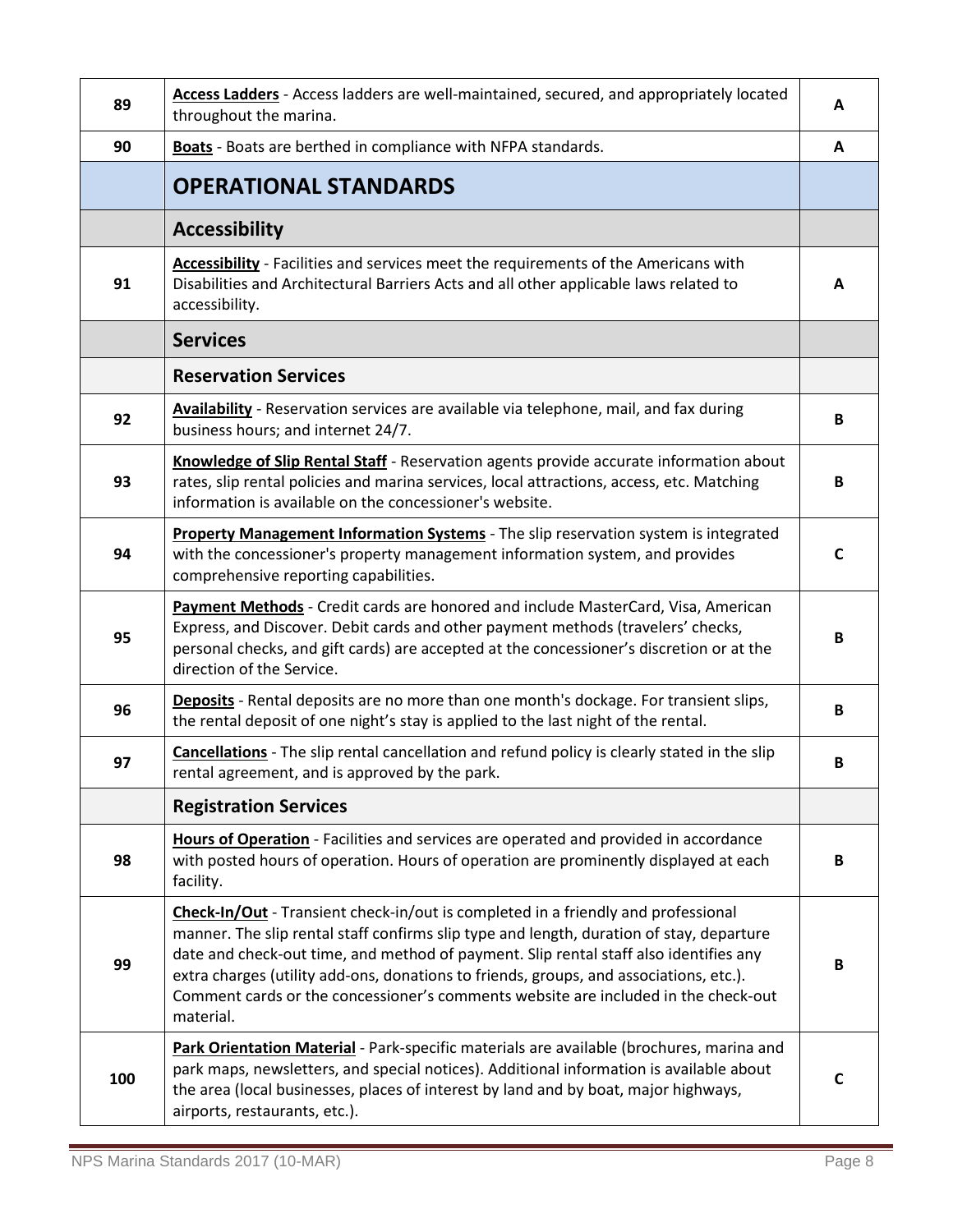| | | |
|---|---|---|
| 89 | **Access Ladders** - Access ladders are well-maintained, secured, and appropriately located throughout the marina. | A |
| 90 | **Boats** - Boats are berthed in compliance with NFPA standards. | A |
| | **OPERATIONAL STANDARDS** | |
| | **Accessibility** | |
| 91 | **Accessibility** - Facilities and services meet the requirements of the Americans with Disabilities and Architectural Barriers Acts and all other applicable laws related to accessibility. | A |
| | **Services** | |
| | **Reservation Services** | |
| 92 | **Availability** - Reservation services are available via telephone, mail, and fax during business hours; and internet 24/7. | B |
| 93 | **Knowledge of Slip Rental Staff** - Reservation agents provide accurate information about rates, slip rental policies and marina services, local attractions, access, etc. Matching information is available on the concessioner's website. | B |
| 94 | **Property Management Information Systems** - The slip reservation system is integrated with the concessioner's property management information system, and provides comprehensive reporting capabilities. | C |
| 95 | **Payment Methods** - Credit cards are honored and include MasterCard, Visa, American Express, and Discover. Debit cards and other payment methods (travelers' checks, personal checks, and gift cards) are accepted at the concessioner's discretion or at the direction of the Service. | B |
| 96 | **Deposits** - Rental deposits are no more than one month's dockage. For transient slips, the rental deposit of one night's stay is applied to the last night of the rental. | B |
| 97 | **Cancellations** - The slip rental cancellation and refund policy is clearly stated in the slip rental agreement, and is approved by the park. | B |
| | **Registration Services** | |
| 98 | **Hours of Operation** - Facilities and services are operated and provided in accordance with posted hours of operation. Hours of operation are prominently displayed at each facility. | B |
| 99 | **Check-In/Out** - Transient check-in/out is completed in a friendly and professional manner. The slip rental staff confirms slip type and length, duration of stay, departure date and check-out time, and method of payment. Slip rental staff also identifies any extra charges (utility add-ons, donations to friends, groups, and associations, etc.). Comment cards or the concessioner's comments website are included in the check-out material. | B |
| 100 | **Park Orientation Material** - Park-specific materials are available (brochures, marina and park maps, newsletters, and special notices). Additional information is available about the area (local businesses, places of interest by land and by boat, major highways, airports, restaurants, etc.). | C |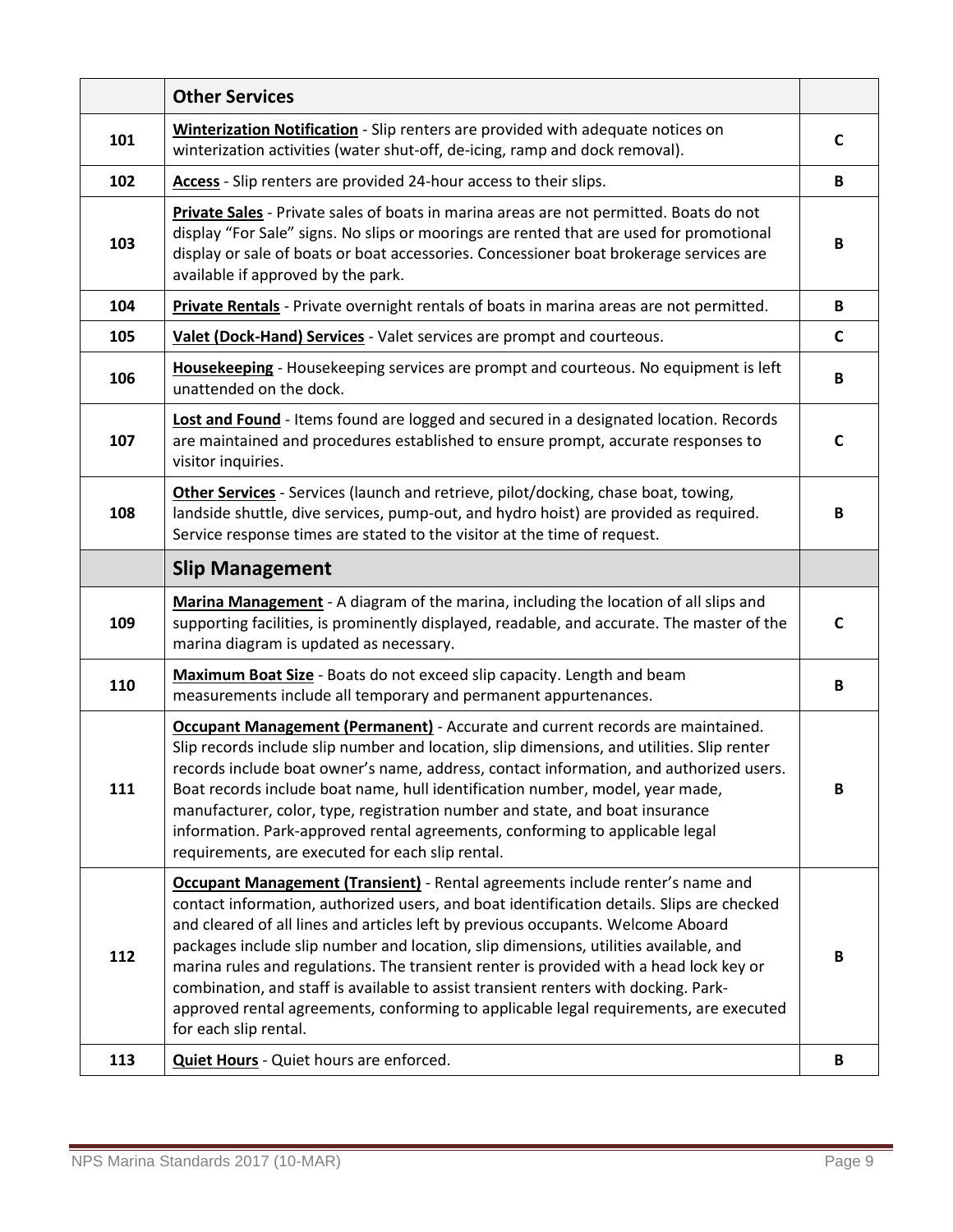| | **Other Services** | |
|---|---|---|
| 101 | **Winterization Notification** - Slip renters are provided with adequate notices on winterization activities (water shut-off, de-icing, ramp and dock removal). | C |
| 102 | **Access** - Slip renters are provided 24-hour access to their slips. | B |
| 103 | **Private Sales** - Private sales of boats in marina areas are not permitted. Boats do not display "For Sale" signs. No slips or moorings are rented that are used for promotional display or sale of boats or boat accessories. Concessioner boat brokerage services are available if approved by the park. | B |
| 104 | **Private Rentals** - Private overnight rentals of boats in marina areas are not permitted. | B |
| 105 | **Valet (Dock-Hand) Services** - Valet services are prompt and courteous. | C |
| 106 | **Housekeeping** - Housekeeping services are prompt and courteous. No equipment is left unattended on the dock. | B |
| 107 | **Lost and Found** - Items found are logged and secured in a designated location. Records are maintained and procedures established to ensure prompt, accurate responses to visitor inquiries. | C |
| 108 | **Other Services** - Services (launch and retrieve, pilot/docking, chase boat, towing, landside shuttle, dive services, pump-out, and hydro hoist) are provided as required. Service response times are stated to the visitor at the time of request. | B |
| | **Slip Management** | |
| 109 | **Marina Management** - A diagram of the marina, including the location of all slips and supporting facilities, is prominently displayed, readable, and accurate. The master of the marina diagram is updated as necessary. | C |
| 110 | **Maximum Boat Size** - Boats do not exceed slip capacity. Length and beam measurements include all temporary and permanent appurtenances. | B |
| 111 | **Occupant Management (Permanent)** - Accurate and current records are maintained. Slip records include slip number and location, slip dimensions, and utilities. Slip renter records include boat owner's name, address, contact information, and authorized users. Boat records include boat name, hull identification number, model, year made, manufacturer, color, type, registration number and state, and boat insurance information. Park-approved rental agreements, conforming to applicable legal requirements, are executed for each slip rental. | B |
| 112 | **Occupant Management (Transient)** - Rental agreements include renter's name and contact information, authorized users, and boat identification details. Slips are checked and cleared of all lines and articles left by previous occupants. Welcome Aboard packages include slip number and location, slip dimensions, utilities available, and marina rules and regulations. The transient renter is provided with a head lock key or combination, and staff is available to assist transient renters with docking. Park-approved rental agreements, conforming to applicable legal requirements, are executed for each slip rental. | B |
| 113 | **Quiet Hours** - Quiet hours are enforced. | B |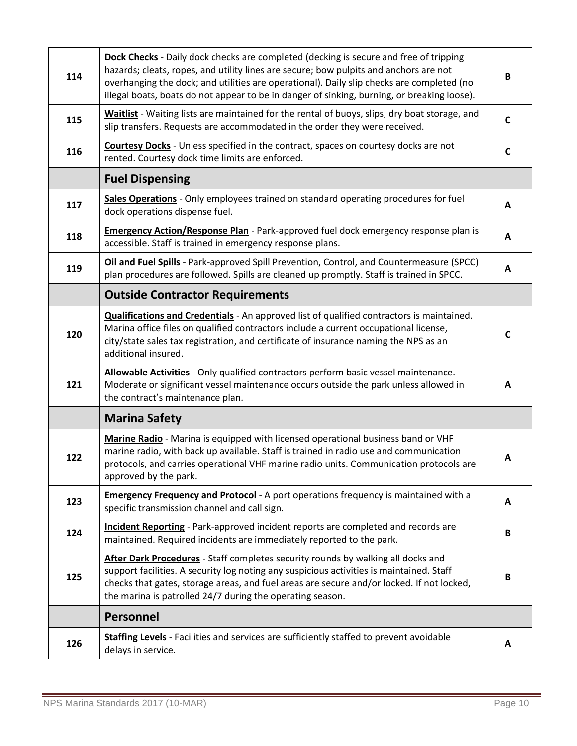| | | |
|---|---|---|
| 114 | **Dock Checks** - Daily dock checks are completed (decking is secure and free of tripping hazards; cleats, ropes, and utility lines are secure; bow pulpits and anchors are not overhanging the dock; and utilities are operational). Daily slip checks are completed (no illegal boats, boats do not appear to be in danger of sinking, burning, or breaking loose). | B |
| 115 | **Waitlist** - Waiting lists are maintained for the rental of buoys, slips, dry boat storage, and slip transfers. Requests are accommodated in the order they were received. | C |
| 116 | **Courtesy Docks** - Unless specified in the contract, spaces on courtesy docks are not rented. Courtesy dock time limits are enforced. | C |
| | **Fuel Dispensing** | |
| 117 | **Sales Operations** - Only employees trained on standard operating procedures for fuel dock operations dispense fuel. | A |
| 118 | **Emergency Action/Response Plan** - Park-approved fuel dock emergency response plan is accessible. Staff is trained in emergency response plans. | A |
| 119 | **Oil and Fuel Spills** - Park-approved Spill Prevention, Control, and Countermeasure (SPCC) plan procedures are followed. Spills are cleaned up promptly. Staff is trained in SPCC. | A |
| | **Outside Contractor Requirements** | |
| 120 | **Qualifications and Credentials** - An approved list of qualified contractors is maintained. Marina office files on qualified contractors include a current occupational license, city/state sales tax registration, and certificate of insurance naming the NPS as an additional insured. | C |
| 121 | **Allowable Activities** - Only qualified contractors perform basic vessel maintenance. Moderate or significant vessel maintenance occurs outside the park unless allowed in the contract's maintenance plan. | A |
| | **Marina Safety** | |
| 122 | **Marine Radio** - Marina is equipped with licensed operational business band or VHF marine radio, with back up available. Staff is trained in radio use and communication protocols, and carries operational VHF marine radio units. Communication protocols are approved by the park. | A |
| 123 | **Emergency Frequency and Protocol** - A port operations frequency is maintained with a specific transmission channel and call sign. | A |
| 124 | **Incident Reporting** - Park-approved incident reports are completed and records are maintained. Required incidents are immediately reported to the park. | B |
| 125 | **After Dark Procedures** - Staff completes security rounds by walking all docks and support facilities. A security log noting any suspicious activities is maintained. Staff checks that gates, storage areas, and fuel areas are secure and/or locked. If not locked, the marina is patrolled 24/7 during the operating season. | B |
| | **Personnel** | |
| 126 | **Staffing Levels** - Facilities and services are sufficiently staffed to prevent avoidable delays in service. | A |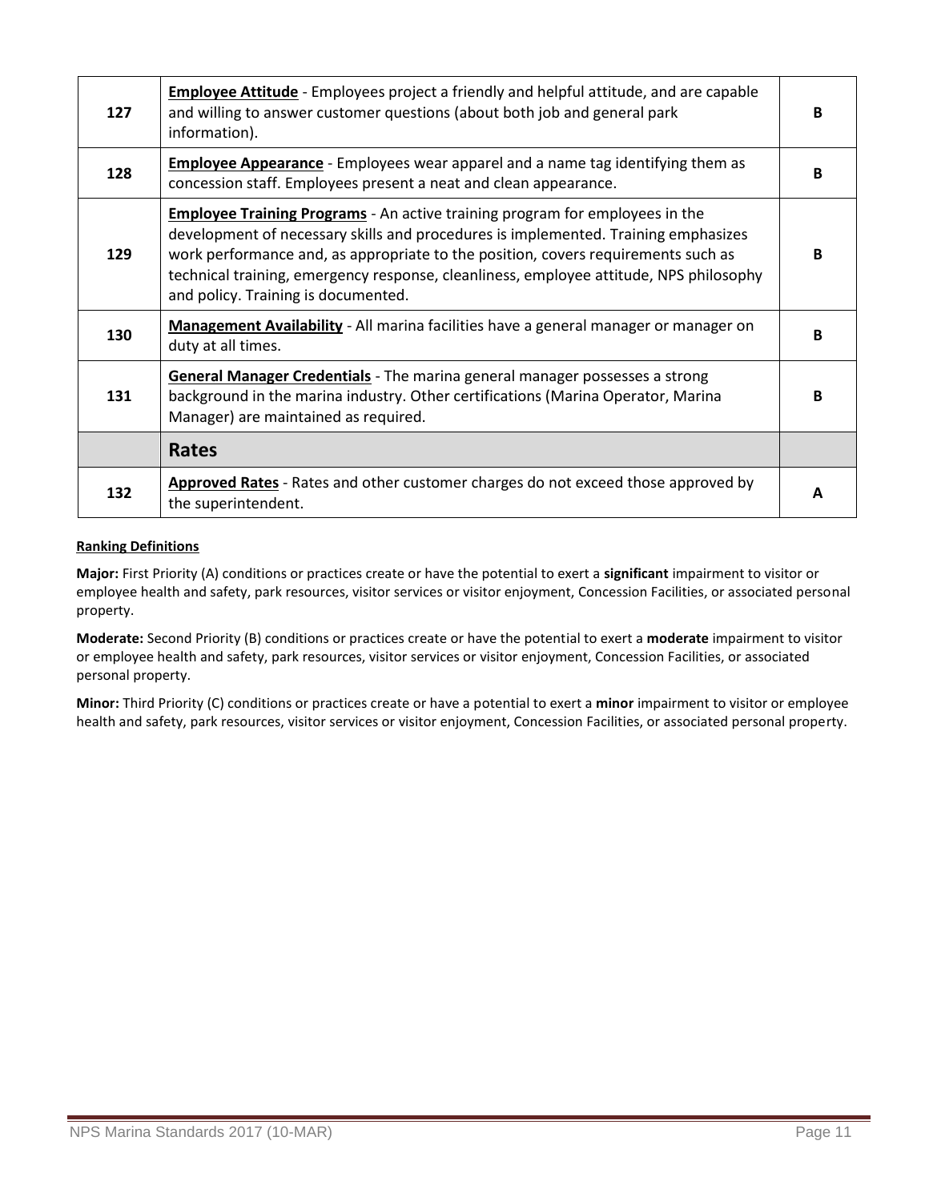| | | |
|---|---|---|
| 127 | **Employee Attitude** - Employees project a friendly and helpful attitude, and are capable and willing to answer customer questions (about both job and general park information). | **B** |
| 128 | **Employee Appearance** - Employees wear apparel and a name tag identifying them as concession staff. Employees present a neat and clean appearance. | **B** |
| 129 | **Employee Training Programs** - An active training program for employees in the development of necessary skills and procedures is implemented. Training emphasizes work performance and, as appropriate to the position, covers requirements such as technical training, emergency response, cleanliness, employee attitude, NPS philosophy and policy. Training is documented. | **B** |
| 130 | **Management Availability** - All marina facilities have a general manager or manager on duty at all times. | **B** |
| 131 | **General Manager Credentials** - The marina general manager possesses a strong background in the marina industry. Other certifications (Marina Operator, Marina Manager) are maintained as required. | **B** |
| | **Rates** | |
| 132 | **Approved Rates** - Rates and other customer charges do not exceed those approved by the superintendent. | **A** |

**Ranking Definitions**

**Major:** First Priority (A) conditions or practices create or have the potential to exert a **significant** impairment to visitor or employee health and safety, park resources, visitor services or visitor enjoyment, Concession Facilities, or associated personal property.

**Moderate:** Second Priority (B) conditions or practices create or have the potential to exert a **moderate** impairment to visitor or employee health and safety, park resources, visitor services or visitor enjoyment, Concession Facilities, or associated personal property.

**Minor:** Third Priority (C) conditions or practices create or have a potential to exert a **minor** impairment to visitor or employee health and safety, park resources, visitor services or visitor enjoyment, Concession Facilities, or associated personal property.